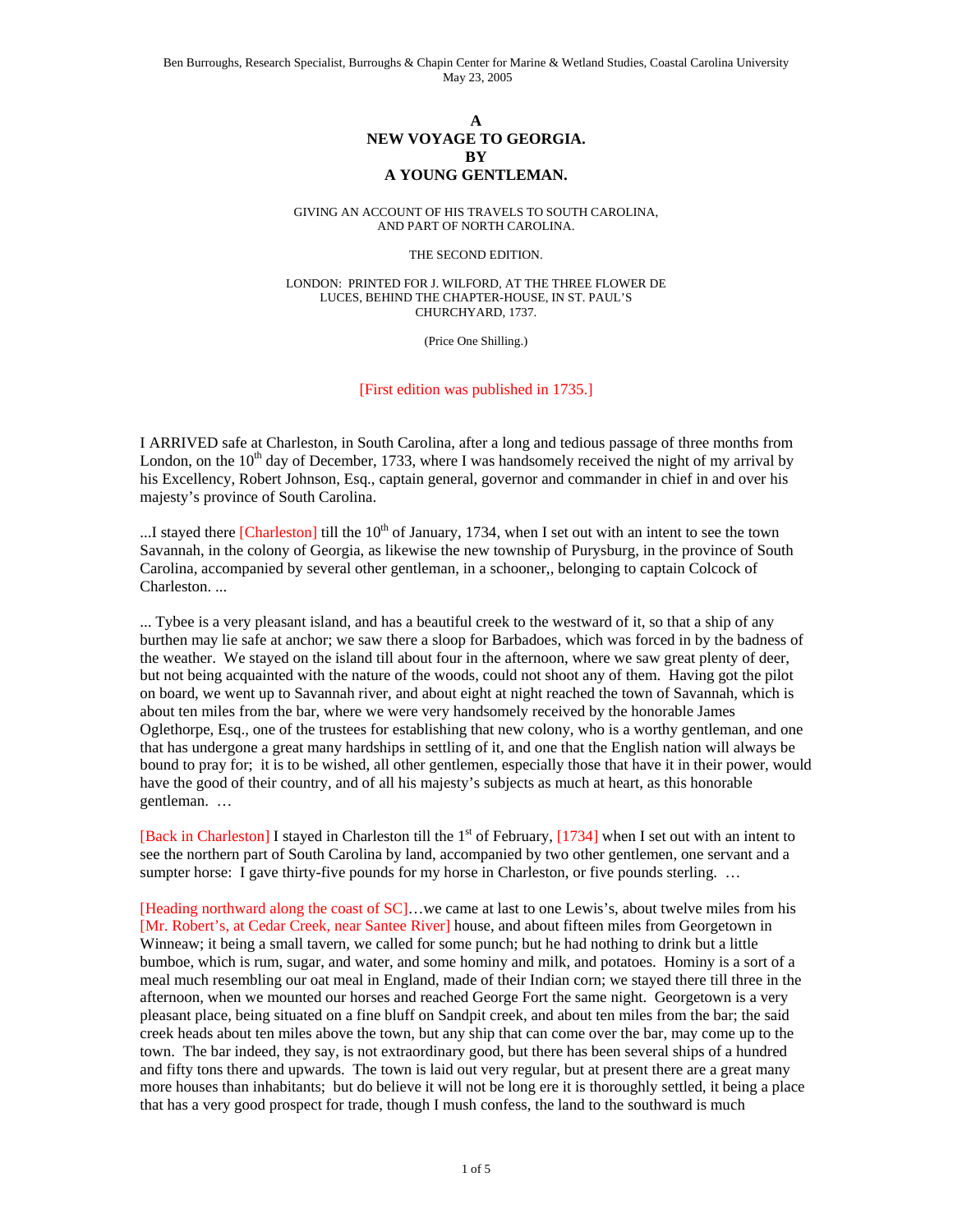Ben Burroughs, Research Specialist, Burroughs & Chapin Center for Marine & Wetland Studies, Coastal Carolina University
May 23, 2005

# A
# NEW VOYAGE TO GEORGIA.
# BY
# A YOUNG GENTLEMAN.

GIVING AN ACCOUNT OF HIS TRAVELS TO SOUTH CAROLINA, AND PART OF NORTH CAROLINA.

THE SECOND EDITION.

LONDON: PRINTED FOR J. WILFORD, AT THE THREE FLOWER DE LUCES, BEHIND THE CHAPTER-HOUSE, IN ST. PAUL'S CHURCHYARD, 1737.

(Price One Shilling.)

[First edition was published in 1735.]

I ARRIVED safe at Charleston, in South Carolina, after a long and tedious passage of three months from London, on the 10th day of December, 1733, where I was handsomely received the night of my arrival by his Excellency, Robert Johnson, Esq., captain general, governor and commander in chief in and over his majesty's province of South Carolina.

...I stayed there [Charleston] till the 10th of January, 1734, when I set out with an intent to see the town Savannah, in the colony of Georgia, as likewise the new township of Purysburg, in the province of South Carolina, accompanied by several other gentleman, in a schooner,, belonging to captain Colcock of Charleston. ...

... Tybee is a very pleasant island, and has a beautiful creek to the westward of it, so that a ship of any burthen may lie safe at anchor; we saw there a sloop for Barbadoes, which was forced in by the badness of the weather. We stayed on the island till about four in the afternoon, where we saw great plenty of deer, but not being acquainted with the nature of the woods, could not shoot any of them. Having got the pilot on board, we went up to Savannah river, and about eight at night reached the town of Savannah, which is about ten miles from the bar, where we were very handsomely received by the honorable James Oglethorpe, Esq., one of the trustees for establishing that new colony, who is a worthy gentleman, and one that has undergone a great many hardships in settling of it, and one that the English nation will always be bound to pray for; it is to be wished, all other gentlemen, especially those that have it in their power, would have the good of their country, and of all his majesty's subjects as much at heart, as this honorable gentleman. …

[Back in Charleston] I stayed in Charleston till the 1st of February, [1734] when I set out with an intent to see the northern part of South Carolina by land, accompanied by two other gentlemen, one servant and a sumpter horse: I gave thirty-five pounds for my horse in Charleston, or five pounds sterling. …

[Heading northward along the coast of SC]…we came at last to one Lewis's, about twelve miles from his [Mr. Robert's, at Cedar Creek, near Santee River] house, and about fifteen miles from Georgetown in Winneaw; it being a small tavern, we called for some punch; but he had nothing to drink but a little bumboe, which is rum, sugar, and water, and some hominy and milk, and potatoes. Hominy is a sort of a meal much resembling our oat meal in England, made of their Indian corn; we stayed there till three in the afternoon, when we mounted our horses and reached George Fort the same night. Georgetown is a very pleasant place, being situated on a fine bluff on Sandpit creek, and about ten miles from the bar; the said creek heads about ten miles above the town, but any ship that can come over the bar, may come up to the town. The bar indeed, they say, is not extraordinary good, but there has been several ships of a hundred and fifty tons there and upwards. The town is laid out very regular, but at present there are a great many more houses than inhabitants; but do believe it will not be long ere it is thoroughly settled, it being a place that has a very good prospect for trade, though I mush confess, the land to the southward is much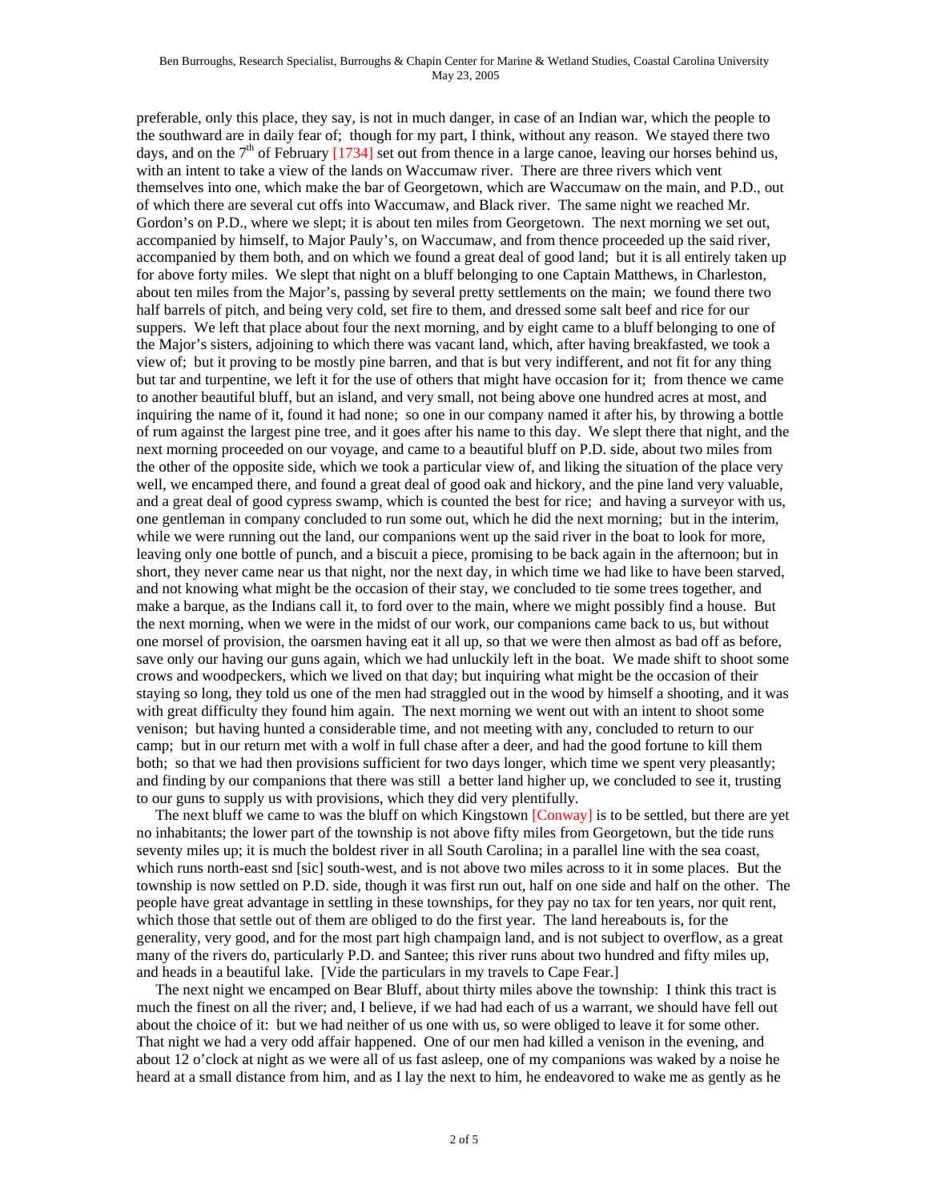preferable, only this place, they say, is not in much danger, in case of an Indian war, which the people to the southward are in daily fear of; though for my part, I think, without any reason. We stayed there two days, and on the 7th of February [1734] set out from thence in a large canoe, leaving our horses behind us, with an intent to take a view of the lands on Waccumaw river. There are three rivers which vent themselves into one, which make the bar of Georgetown, which are Waccumaw on the main, and P.D., out of which there are several cut offs into Waccumaw, and Black river. The same night we reached Mr. Gordon's on P.D., where we slept; it is about ten miles from Georgetown. The next morning we set out, accompanied by himself, to Major Pauly's, on Waccumaw, and from thence proceeded up the said river, accompanied by them both, and on which we found a great deal of good land; but it is all entirely taken up for above forty miles. We slept that night on a bluff belonging to one Captain Matthews, in Charleston, about ten miles from the Major's, passing by several pretty settlements on the main; we found there two half barrels of pitch, and being very cold, set fire to them, and dressed some salt beef and rice for our suppers. We left that place about four the next morning, and by eight came to a bluff belonging to one of the Major's sisters, adjoining to which there was vacant land, which, after having breakfasted, we took a view of; but it proving to be mostly pine barren, and that is but very indifferent, and not fit for any thing but tar and turpentine, we left it for the use of others that might have occasion for it; from thence we came to another beautiful bluff, but an island, and very small, not being above one hundred acres at most, and inquiring the name of it, found it had none; so one in our company named it after his, by throwing a bottle of rum against the largest pine tree, and it goes after his name to this day. We slept there that night, and the next morning proceeded on our voyage, and came to a beautiful bluff on P.D. side, about two miles from the other of the opposite side, which we took a particular view of, and liking the situation of the place very well, we encamped there, and found a great deal of good oak and hickory, and the pine land very valuable, and a great deal of good cypress swamp, which is counted the best for rice; and having a surveyor with us, one gentleman in company concluded to run some out, which he did the next morning; but in the interim, while we were running out the land, our companions went up the said river in the boat to look for more, leaving only one bottle of punch, and a biscuit a piece, promising to be back again in the afternoon; but in short, they never came near us that night, nor the next day, in which time we had like to have been starved, and not knowing what might be the occasion of their stay, we concluded to tie some trees together, and make a barque, as the Indians call it, to ford over to the main, where we might possibly find a house. But the next morning, when we were in the midst of our work, our companions came back to us, but without one morsel of provision, the oarsmen having eat it all up, so that we were then almost as bad off as before, save only our having our guns again, which we had unluckily left in the boat. We made shift to shoot some crows and woodpeckers, which we lived on that day; but inquiring what might be the occasion of their staying so long, they told us one of the men had straggled out in the wood by himself a shooting, and it was with great difficulty they found him again. The next morning we went out with an intent to shoot some venison; but having hunted a considerable time, and not meeting with any, concluded to return to our camp; but in our return met with a wolf in full chase after a deer, and had the good fortune to kill them both; so that we had then provisions sufficient for two days longer, which time we spent very pleasantly; and finding by our companions that there was still a better land higher up, we concluded to see it, trusting to our guns to supply us with provisions, which they did very plentifully.

The next bluff we came to was the bluff on which Kingstown [Conway] is to be settled, but there are yet no inhabitants; the lower part of the township is not above fifty miles from Georgetown, but the tide runs seventy miles up; it is much the boldest river in all South Carolina; in a parallel line with the sea coast, which runs north-east snd [sic] south-west, and is not above two miles across to it in some places. But the township is now settled on P.D. side, though it was first run out, half on one side and half on the other. The people have great advantage in settling in these townships, for they pay no tax for ten years, nor quit rent, which those that settle out of them are obliged to do the first year. The land hereabouts is, for the generality, very good, and for the most part high champaign land, and is not subject to overflow, as a great many of the rivers do, particularly P.D. and Santee; this river runs about two hundred and fifty miles up, and heads in a beautiful lake. [Vide the particulars in my travels to Cape Fear.]

The next night we encamped on Bear Bluff, about thirty miles above the township: I think this tract is much the finest on all the river; and, I believe, if we had had each of us a warrant, we should have fell out about the choice of it: but we had neither of us one with us, so were obliged to leave it for some other. That night we had a very odd affair happened. One of our men had killed a venison in the evening, and about 12 o'clock at night as we were all of us fast asleep, one of my companions was waked by a noise he heard at a small distance from him, and as I lay the next to him, he endeavored to wake me as gently as he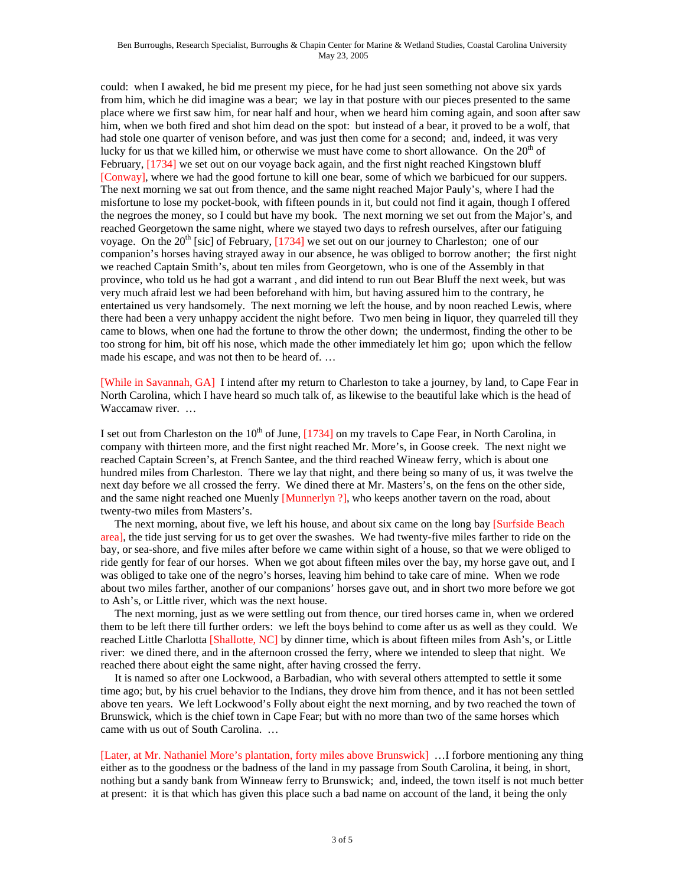could: when I awaked, he bid me present my piece, for he had just seen something not above six yards from him, which he did imagine was a bear; we lay in that posture with our pieces presented to the same place where we first saw him, for near half and hour, when we heard him coming again, and soon after saw him, when we both fired and shot him dead on the spot: but instead of a bear, it proved to be a wolf, that had stole one quarter of venison before, and was just then come for a second; and, indeed, it was very lucky for us that we killed him, or otherwise we must have come to short allowance. On the 20th of February, [1734] we set out on our voyage back again, and the first night reached Kingstown bluff [Conway], where we had the good fortune to kill one bear, some of which we barbicued for our suppers. The next morning we sat out from thence, and the same night reached Major Pauly's, where I had the misfortune to lose my pocket-book, with fifteen pounds in it, but could not find it again, though I offered the negroes the money, so I could but have my book. The next morning we set out from the Major's, and reached Georgetown the same night, where we stayed two days to refresh ourselves, after our fatiguing voyage. On the 20th [sic] of February, [1734] we set out on our journey to Charleston; one of our companion's horses having strayed away in our absence, he was obliged to borrow another; the first night we reached Captain Smith's, about ten miles from Georgetown, who is one of the Assembly in that province, who told us he had got a warrant , and did intend to run out Bear Bluff the next week, but was very much afraid lest we had been beforehand with him, but having assured him to the contrary, he entertained us very handsomely. The next morning we left the house, and by noon reached Lewis, where there had been a very unhappy accident the night before. Two men being in liquor, they quarreled till they came to blows, when one had the fortune to throw the other down; the undermost, finding the other to be too strong for him, bit off his nose, which made the other immediately let him go; upon which the fellow made his escape, and was not then to be heard of. …

[While in Savannah, GA] I intend after my return to Charleston to take a journey, by land, to Cape Fear in North Carolina, which I have heard so much talk of, as likewise to the beautiful lake which is the head of Waccamaw river. …

I set out from Charleston on the 10th of June, [1734] on my travels to Cape Fear, in North Carolina, in company with thirteen more, and the first night reached Mr. More's, in Goose creek. The next night we reached Captain Screen's, at French Santee, and the third reached Wineaw ferry, which is about one hundred miles from Charleston. There we lay that night, and there being so many of us, it was twelve the next day before we all crossed the ferry. We dined there at Mr. Masters's, on the fens on the other side, and the same night reached one Muenly [Munnerlyn ?], who keeps another tavern on the road, about twenty-two miles from Masters's.

The next morning, about five, we left his house, and about six came on the long bay [Surfside Beach area], the tide just serving for us to get over the swashes. We had twenty-five miles farther to ride on the bay, or sea-shore, and five miles after before we came within sight of a house, so that we were obliged to ride gently for fear of our horses. When we got about fifteen miles over the bay, my horse gave out, and I was obliged to take one of the negro's horses, leaving him behind to take care of mine. When we rode about two miles farther, another of our companions' horses gave out, and in short two more before we got to Ash's, or Little river, which was the next house.

The next morning, just as we were settling out from thence, our tired horses came in, when we ordered them to be left there till further orders: we left the boys behind to come after us as well as they could. We reached Little Charlotta [Shallotte, NC] by dinner time, which is about fifteen miles from Ash's, or Little river: we dined there, and in the afternoon crossed the ferry, where we intended to sleep that night. We reached there about eight the same night, after having crossed the ferry.

It is named so after one Lockwood, a Barbadian, who with several others attempted to settle it some time ago; but, by his cruel behavior to the Indians, they drove him from thence, and it has not been settled above ten years. We left Lockwood's Folly about eight the next morning, and by two reached the town of Brunswick, which is the chief town in Cape Fear; but with no more than two of the same horses which came with us out of South Carolina. …

[Later, at Mr. Nathaniel More's plantation, forty miles above Brunswick] …I forbore mentioning any thing either as to the goodness or the badness of the land in my passage from South Carolina, it being, in short, nothing but a sandy bank from Winneaw ferry to Brunswick; and, indeed, the town itself is not much better at present: it is that which has given this place such a bad name on account of the land, it being the only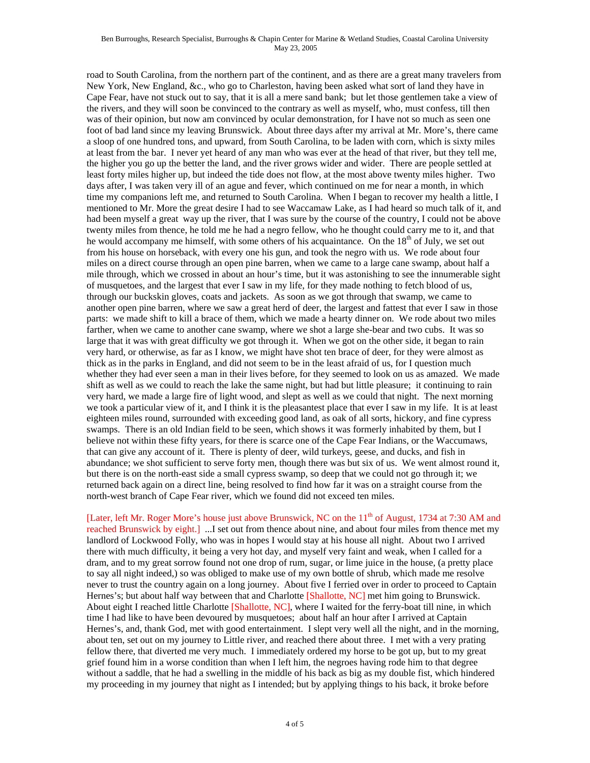road to South Carolina, from the northern part of the continent, and as there are a great many travelers from New York, New England, &c., who go to Charleston, having been asked what sort of land they have in Cape Fear, have not stuck out to say, that it is all a mere sand bank; but let those gentlemen take a view of the rivers, and they will soon be convinced to the contrary as well as myself, who, must confess, till then was of their opinion, but now am convinced by ocular demonstration, for I have not so much as seen one foot of bad land since my leaving Brunswick. About three days after my arrival at Mr. More's, there came a sloop of one hundred tons, and upward, from South Carolina, to be laden with corn, which is sixty miles at least from the bar. I never yet heard of any man who was ever at the head of that river, but they tell me, the higher you go up the better the land, and the river grows wider and wider. There are people settled at least forty miles higher up, but indeed the tide does not flow, at the most above twenty miles higher. Two days after, I was taken very ill of an ague and fever, which continued on me for near a month, in which time my companions left me, and returned to South Carolina. When I began to recover my health a little, I mentioned to Mr. More the great desire I had to see Waccamaw Lake, as I had heard so much talk of it, and had been myself a great way up the river, that I was sure by the course of the country, I could not be above twenty miles from thence, he told me he had a negro fellow, who he thought could carry me to it, and that he would accompany me himself, with some others of his acquaintance. On the 18th of July, we set out from his house on horseback, with every one his gun, and took the negro with us. We rode about four miles on a direct course through an open pine barren, when we came to a large cane swamp, about half a mile through, which we crossed in about an hour's time, but it was astonishing to see the innumerable sight of musquetoes, and the largest that ever I saw in my life, for they made nothing to fetch blood of us, through our buckskin gloves, coats and jackets. As soon as we got through that swamp, we came to another open pine barren, where we saw a great herd of deer, the largest and fattest that ever I saw in those parts: we made shift to kill a brace of them, which we made a hearty dinner on. We rode about two miles farther, when we came to another cane swamp, where we shot a large she-bear and two cubs. It was so large that it was with great difficulty we got through it. When we got on the other side, it began to rain very hard, or otherwise, as far as I know, we might have shot ten brace of deer, for they were almost as thick as in the parks in England, and did not seem to be in the least afraid of us, for I question much whether they had ever seen a man in their lives before, for they seemed to look on us as amazed. We made shift as well as we could to reach the lake the same night, but had but little pleasure; it continuing to rain very hard, we made a large fire of light wood, and slept as well as we could that night. The next morning we took a particular view of it, and I think it is the pleasantest place that ever I saw in my life. It is at least eighteen miles round, surrounded with exceeding good land, as oak of all sorts, hickory, and fine cypress swamps. There is an old Indian field to be seen, which shows it was formerly inhabited by them, but I believe not within these fifty years, for there is scarce one of the Cape Fear Indians, or the Waccumaws, that can give any account of it. There is plenty of deer, wild turkeys, geese, and ducks, and fish in abundance; we shot sufficient to serve forty men, though there was but six of us. We went almost round it, but there is on the north-east side a small cypress swamp, so deep that we could not go through it; we returned back again on a direct line, being resolved to find how far it was on a straight course from the north-west branch of Cape Fear river, which we found did not exceed ten miles.

[Later, left Mr. Roger More's house just above Brunswick, NC on the 11th of August, 1734 at 7:30 AM and reached Brunswick by eight.] ...I set out from thence about nine, and about four miles from thence met my landlord of Lockwood Folly, who was in hopes I would stay at his house all night. About two I arrived there with much difficulty, it being a very hot day, and myself very faint and weak, when I called for a dram, and to my great sorrow found not one drop of rum, sugar, or lime juice in the house, (a pretty place to say all night indeed,) so was obliged to make use of my own bottle of shrub, which made me resolve never to trust the country again on a long journey. About five I ferried over in order to proceed to Captain Hernes's; but about half way between that and Charlotte [Shallotte, NC] met him going to Brunswick. About eight I reached little Charlotte [Shallotte, NC], where I waited for the ferry-boat till nine, in which time I had like to have been devoured by musquetoes; about half an hour after I arrived at Captain Hernes's, and, thank God, met with good entertainment. I slept very well all the night, and in the morning, about ten, set out on my journey to Little river, and reached there about three. I met with a very prating fellow there, that diverted me very much. I immediately ordered my horse to be got up, but to my great grief found him in a worse condition than when I left him, the negroes having rode him to that degree without a saddle, that he had a swelling in the middle of his back as big as my double fist, which hindered my proceeding in my journey that night as I intended; but by applying things to his back, it broke before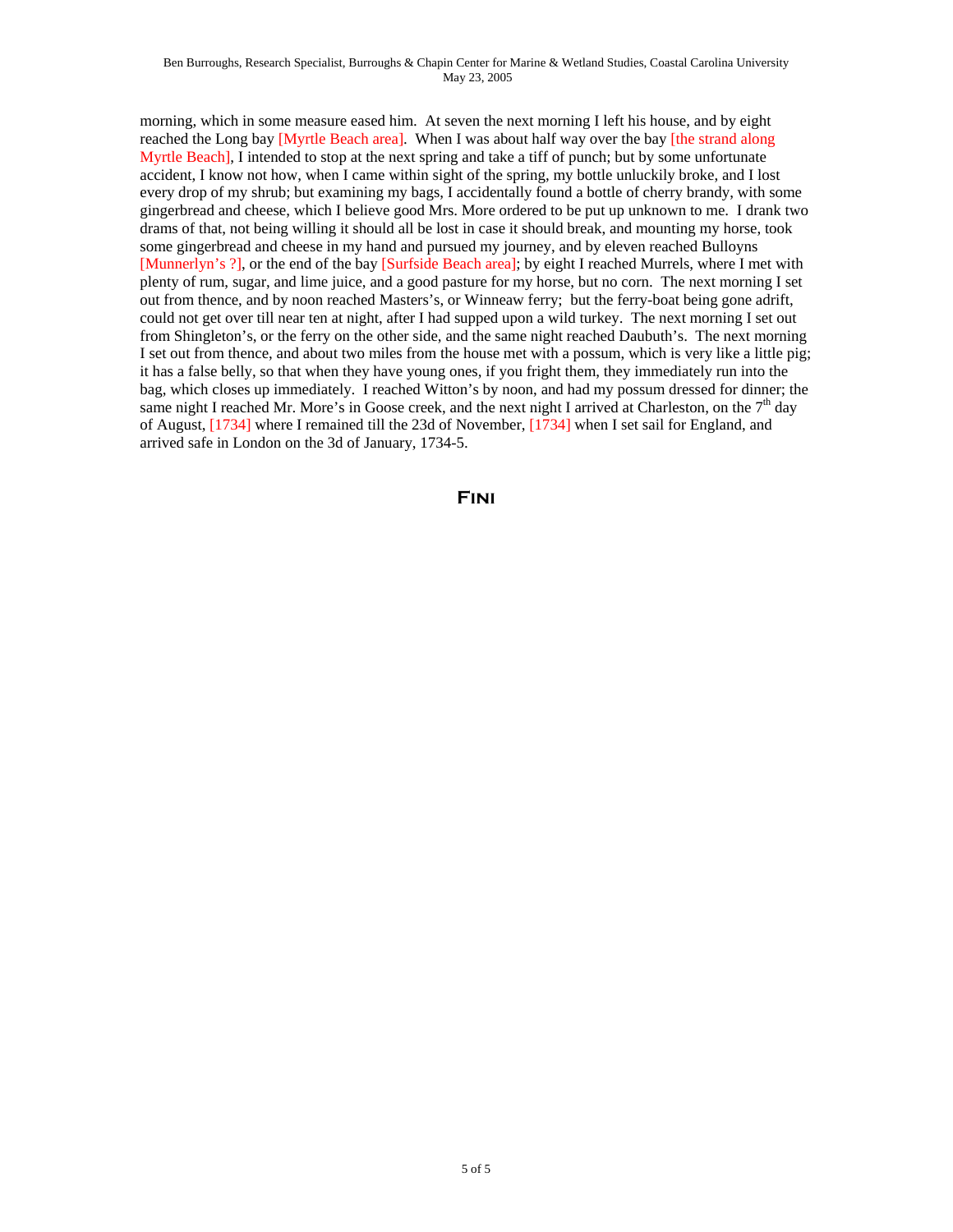morning, which in some measure eased him. At seven the next morning I left his house, and by eight reached the Long bay [Myrtle Beach area]. When I was about half way over the bay [the strand along Myrtle Beach], I intended to stop at the next spring and take a tiff of punch; but by some unfortunate accident, I know not how, when I came within sight of the spring, my bottle unluckily broke, and I lost every drop of my shrub; but examining my bags, I accidentally found a bottle of cherry brandy, with some gingerbread and cheese, which I believe good Mrs. More ordered to be put up unknown to me. I drank two drams of that, not being willing it should all be lost in case it should break, and mounting my horse, took some gingerbread and cheese in my hand and pursued my journey, and by eleven reached Bulloyns [Munnerlyn's ?], or the end of the bay [Surfside Beach area]; by eight I reached Murrels, where I met with plenty of rum, sugar, and lime juice, and a good pasture for my horse, but no corn. The next morning I set out from thence, and by noon reached Masters's, or Winneaw ferry; but the ferry-boat being gone adrift, could not get over till near ten at night, after I had supped upon a wild turkey. The next morning I set out from Shingleton's, or the ferry on the other side, and the same night reached Daubuth's. The next morning I set out from thence, and about two miles from the house met with a possum, which is very like a little pig; it has a false belly, so that when they have young ones, if you fright them, they immediately run into the bag, which closes up immediately. I reached Witton's by noon, and had my possum dressed for dinner; the same night I reached Mr. More's in Goose creek, and the next night I arrived at Charleston, on the 7th day of August, [1734] where I remained till the 23d of November, [1734] when I set sail for England, and arrived safe in London on the 3d of January, 1734-5.

## Fini